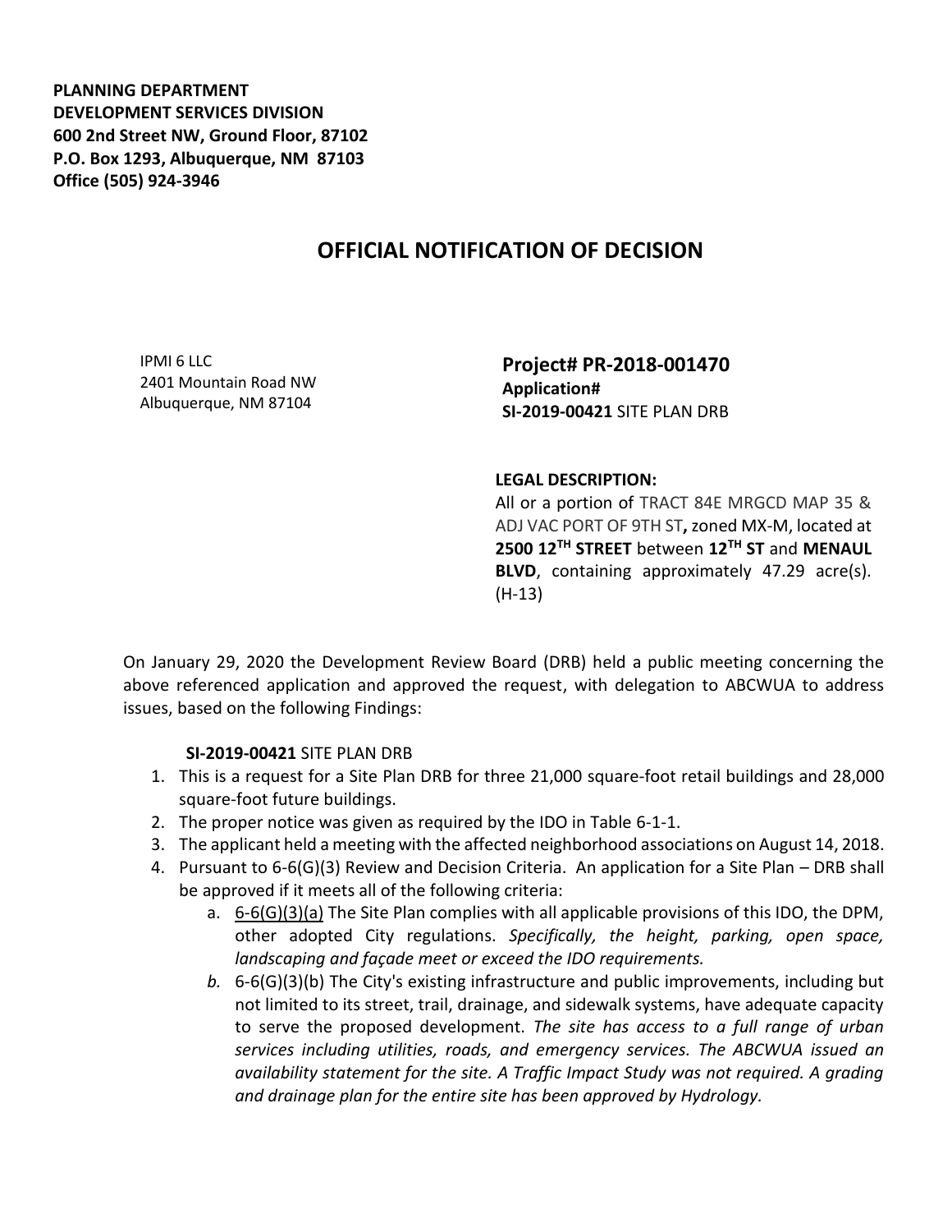**PLANNING DEPARTMENT**
**DEVELOPMENT SERVICES DIVISION**
**600 2nd Street NW, Ground Floor, 87102**
**P.O. Box 1293, Albuquerque, NM 87103**
**Office (505) 924-3946**

# OFFICIAL NOTIFICATION OF DECISION

IPMI 6 LLC
2401 Mountain Road NW
Albuquerque, NM 87104

**Project# PR-2018-001470**
**Application#**
**SI-2019-00421** SITE PLAN DRB

**LEGAL DESCRIPTION:**
All or a portion of TRACT 84E MRGCD MAP 35 & ADJ VAC PORT OF 9TH ST**,** zoned MX-M, located at **2500 12TH STREET** between **12TH ST** and **MENAUL BLVD**, containing approximately 47.29 acre(s). (H-13)

On January 29, 2020 the Development Review Board (DRB) held a public meeting concerning the above referenced application and approved the request, with delegation to ABCWUA to address issues, based on the following Findings:

**SI-2019-00421** SITE PLAN DRB

1. This is a request for a Site Plan DRB for three 21,000 square-foot retail buildings and 28,000 square-foot future buildings.
2. The proper notice was given as required by the IDO in Table 6-1-1.
3. The applicant held a meeting with the affected neighborhood associations on August 14, 2018.
4. Pursuant to 6-6(G)(3) Review and Decision Criteria. An application for a Site Plan – DRB shall be approved if it meets all of the following criteria:
   a. 6-6(G)(3)(a) The Site Plan complies with all applicable provisions of this IDO, the DPM, other adopted City regulations. *Specifically, the height, parking, open space, landscaping and façade meet or exceed the IDO requirements.*
   *b.* 6-6(G)(3)(b) The City's existing infrastructure and public improvements, including but not limited to its street, trail, drainage, and sidewalk systems, have adequate capacity to serve the proposed development. *The site has access to a full range of urban services including utilities, roads, and emergency services. The ABCWUA issued an availability statement for the site. A Traffic Impact Study was not required. A grading and drainage plan for the entire site has been approved by Hydrology.*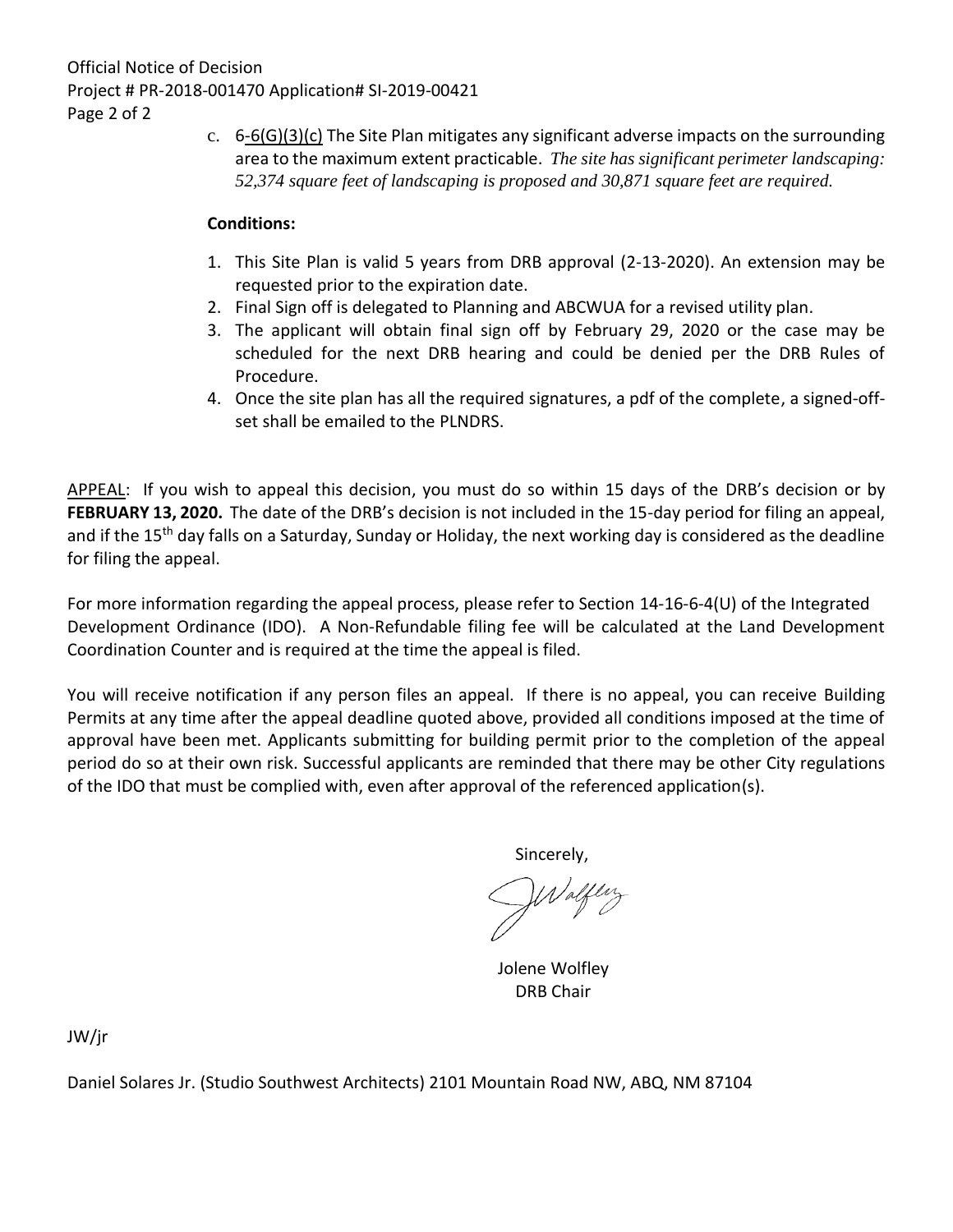c. 6-6(G)(3)(c) The Site Plan mitigates any significant adverse impacts on the surrounding area to the maximum extent practicable. *The site has significant perimeter landscaping: 52,374 square feet of landscaping is proposed and 30,871 square feet are required.*

**Conditions:**

1. This Site Plan is valid 5 years from DRB approval (2-13-2020). An extension may be requested prior to the expiration date.
2. Final Sign off is delegated to Planning and ABCWUA for a revised utility plan.
3. The applicant will obtain final sign off by February 29, 2020 or the case may be scheduled for the next DRB hearing and could be denied per the DRB Rules of Procedure.
4. Once the site plan has all the required signatures, a pdf of the complete, a signed-off-set shall be emailed to the PLNDRS.

APPEAL: If you wish to appeal this decision, you must do so within 15 days of the DRB's decision or by **FEBRUARY 13, 2020.** The date of the DRB's decision is not included in the 15-day period for filing an appeal, and if the 15th day falls on a Saturday, Sunday or Holiday, the next working day is considered as the deadline for filing the appeal.

For more information regarding the appeal process, please refer to Section 14-16-6-4(U) of the Integrated Development Ordinance (IDO). A Non-Refundable filing fee will be calculated at the Land Development Coordination Counter and is required at the time the appeal is filed.

You will receive notification if any person files an appeal. If there is no appeal, you can receive Building Permits at any time after the appeal deadline quoted above, provided all conditions imposed at the time of approval have been met. Applicants submitting for building permit prior to the completion of the appeal period do so at their own risk. Successful applicants are reminded that there may be other City regulations of the IDO that must be complied with, even after approval of the referenced application(s).

Sincerely,

JWolfley

Jolene Wolfley
DRB Chair

JW/jr

Daniel Solares Jr. (Studio Southwest Architects) 2101 Mountain Road NW, ABQ, NM 87104